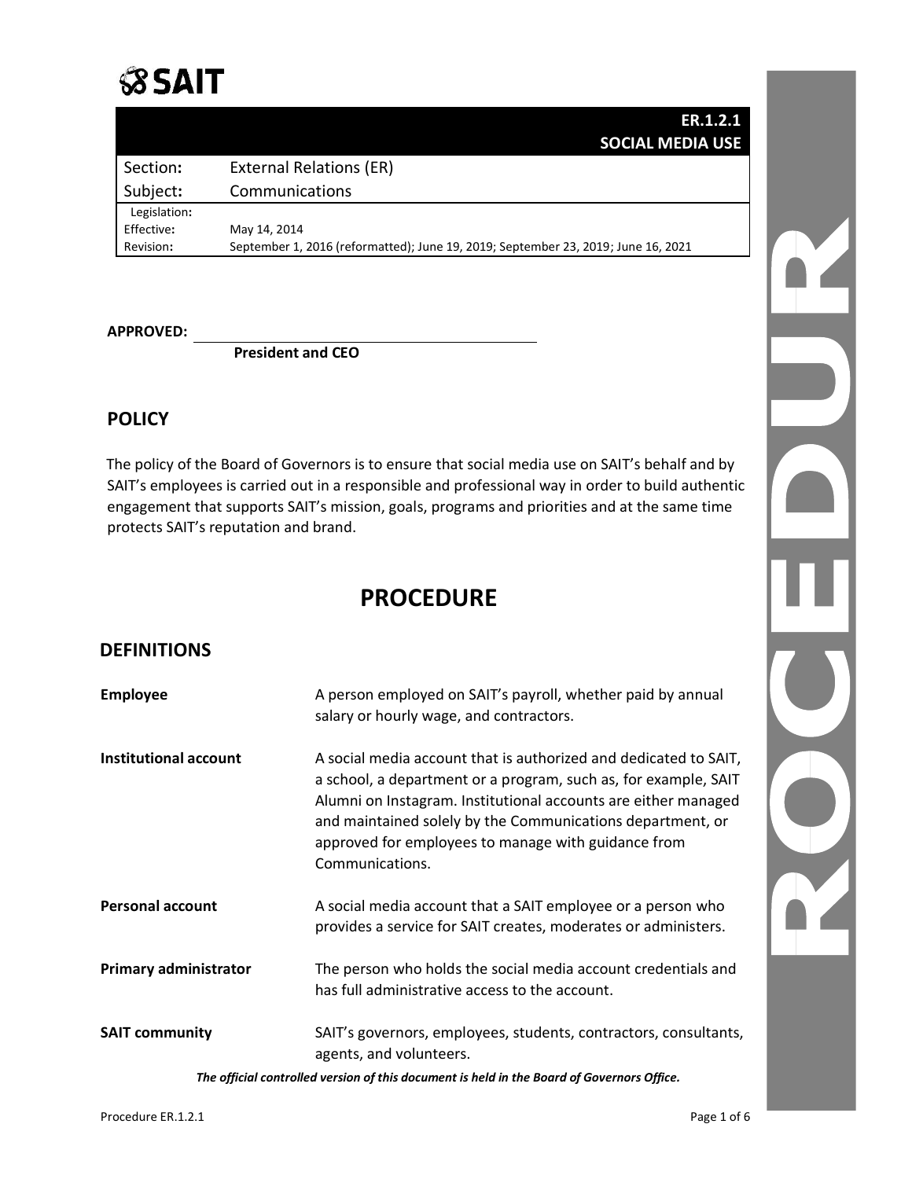SAIT

| | ER.1.2.1 SOCIAL MEDIA USE |
|---|---|
| Section: | External Relations (ER) |
| Subject: | Communications |
| Legislation: | |
| Effective: | May 14, 2014 |
| Revision: | September 1, 2016 (reformatted); June 19, 2019; September 23, 2019; June 16, 2021 |

**APPROVED:** ______________________________

**President and CEO**

## POLICY

The policy of the Board of Governors is to ensure that social media use on SAIT's behalf and by SAIT's employees is carried out in a responsible and professional way in order to build authentic engagement that supports SAIT's mission, goals, programs and priorities and at the same time protects SAIT's reputation and brand.

# PROCEDURE

## DEFINITIONS

**Employee** — A person employed on SAIT's payroll, whether paid by annual salary or hourly wage, and contractors.

**Institutional account** — A social media account that is authorized and dedicated to SAIT, a school, a department or a program, such as, for example, SAIT Alumni on Instagram. Institutional accounts are either managed and maintained solely by the Communications department, or approved for employees to manage with guidance from Communications.

**Personal account** — A social media account that a SAIT employee or a person who provides a service for SAIT creates, moderates or administers.

**Primary administrator** — The person who holds the social media account credentials and has full administrative access to the account.

**SAIT community** — SAIT's governors, employees, students, contractors, consultants, agents, and volunteers.

*The official controlled version of this document is held in the Board of Governors Office.*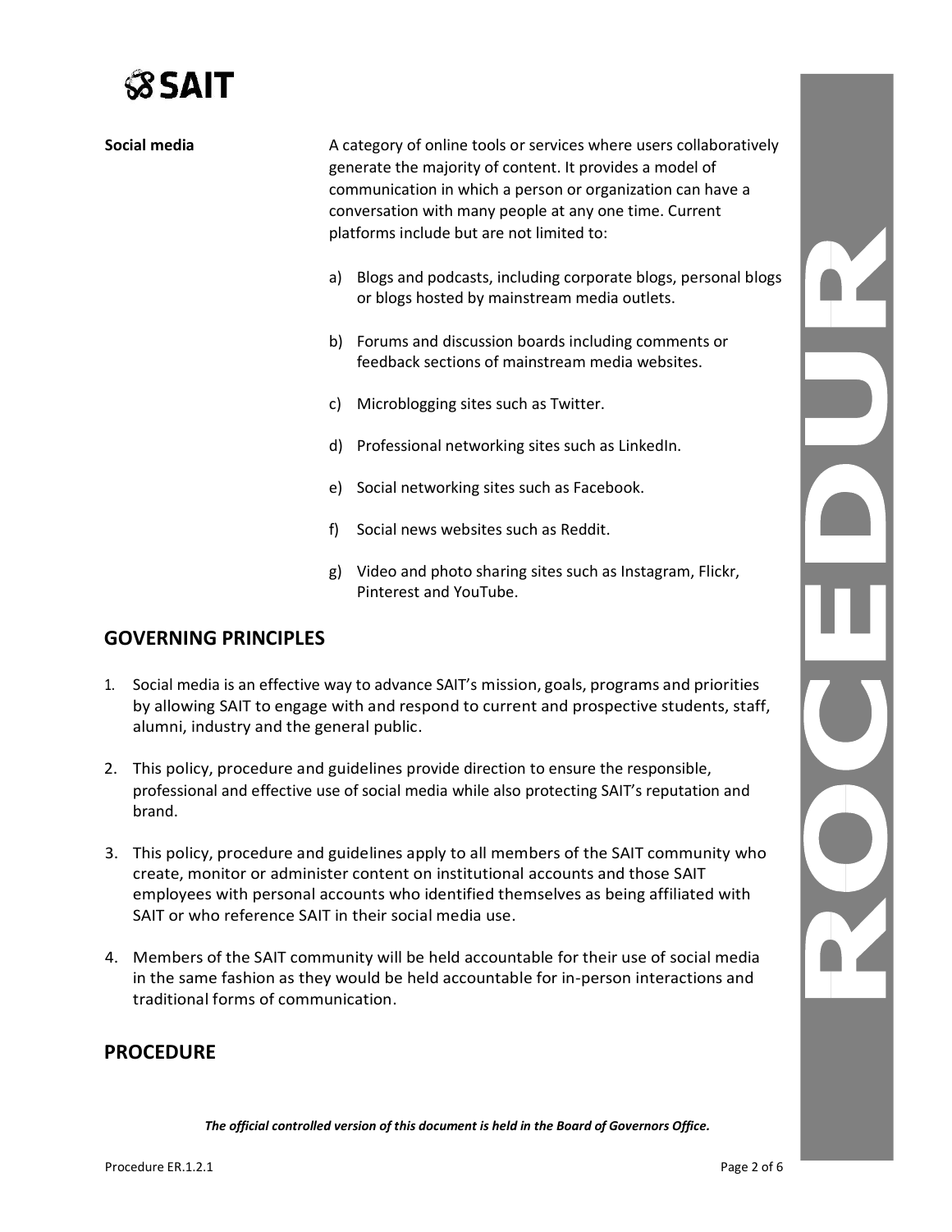**Social media**

A category of online tools or services where users collaboratively generate the majority of content. It provides a model of communication in which a person or organization can have a conversation with many people at any one time. Current platforms include but are not limited to:

a) Blogs and podcasts, including corporate blogs, personal blogs or blogs hosted by mainstream media outlets.

b) Forums and discussion boards including comments or feedback sections of mainstream media websites.

c) Microblogging sites such as Twitter.

d) Professional networking sites such as LinkedIn.

e) Social networking sites such as Facebook.

f) Social news websites such as Reddit.

g) Video and photo sharing sites such as Instagram, Flickr, Pinterest and YouTube.

## GOVERNING PRINCIPLES

1. Social media is an effective way to advance SAIT's mission, goals, programs and priorities by allowing SAIT to engage with and respond to current and prospective students, staff, alumni, industry and the general public.

2. This policy, procedure and guidelines provide direction to ensure the responsible, professional and effective use of social media while also protecting SAIT's reputation and brand.

3. This policy, procedure and guidelines apply to all members of the SAIT community who create, monitor or administer content on institutional accounts and those SAIT employees with personal accounts who identified themselves as being affiliated with SAIT or who reference SAIT in their social media use.

4. Members of the SAIT community will be held accountable for their use of social media in the same fashion as they would be held accountable for in-person interactions and traditional forms of communication.

## PROCEDURE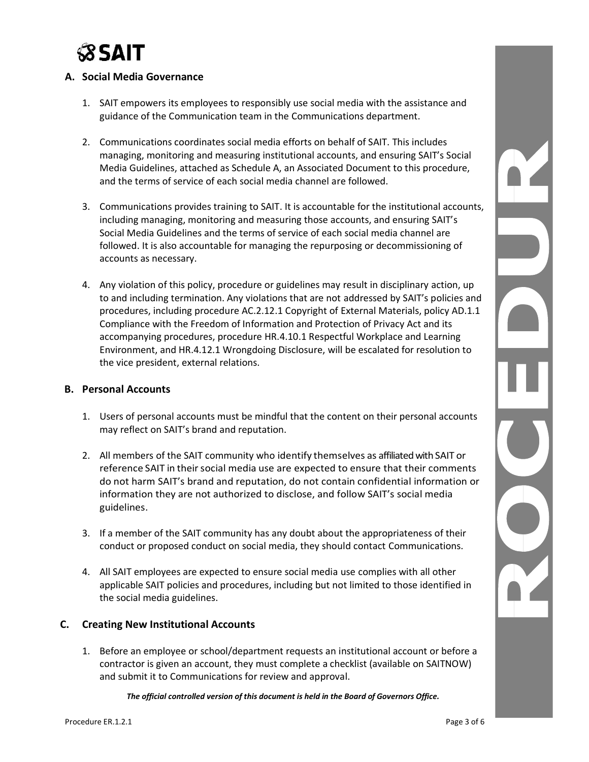## A. Social Media Governance

1. SAIT empowers its employees to responsibly use social media with the assistance and guidance of the Communication team in the Communications department.

2. Communications coordinates social media efforts on behalf of SAIT. This includes managing, monitoring and measuring institutional accounts, and ensuring SAIT's Social Media Guidelines, attached as Schedule A, an Associated Document to this procedure, and the terms of service of each social media channel are followed.

3. Communications provides training to SAIT. It is accountable for the institutional accounts, including managing, monitoring and measuring those accounts, and ensuring SAIT's Social Media Guidelines and the terms of service of each social media channel are followed. It is also accountable for managing the repurposing or decommissioning of accounts as necessary.

4. Any violation of this policy, procedure or guidelines may result in disciplinary action, up to and including termination. Any violations that are not addressed by SAIT's policies and procedures, including procedure AC.2.12.1 Copyright of External Materials, policy AD.1.1 Compliance with the Freedom of Information and Protection of Privacy Act and its accompanying procedures, procedure HR.4.10.1 Respectful Workplace and Learning Environment, and HR.4.12.1 Wrongdoing Disclosure, will be escalated for resolution to the vice president, external relations.

## B. Personal Accounts

1. Users of personal accounts must be mindful that the content on their personal accounts may reflect on SAIT's brand and reputation.

2. All members of the SAIT community who identify themselves as affiliated with SAIT or reference SAIT in their social media use are expected to ensure that their comments do not harm SAIT's brand and reputation, do not contain confidential information or information they are not authorized to disclose, and follow SAIT's social media guidelines.

3. If a member of the SAIT community has any doubt about the appropriateness of their conduct or proposed conduct on social media, they should contact Communications.

4. All SAIT employees are expected to ensure social media use complies with all other applicable SAIT policies and procedures, including but not limited to those identified in the social media guidelines.

## C. Creating New Institutional Accounts

1. Before an employee or school/department requests an institutional account or before a contractor is given an account, they must complete a checklist (available on SAITNOW) and submit it to Communications for review and approval.

***The official controlled version of this document is held in the Board of Governors Office.***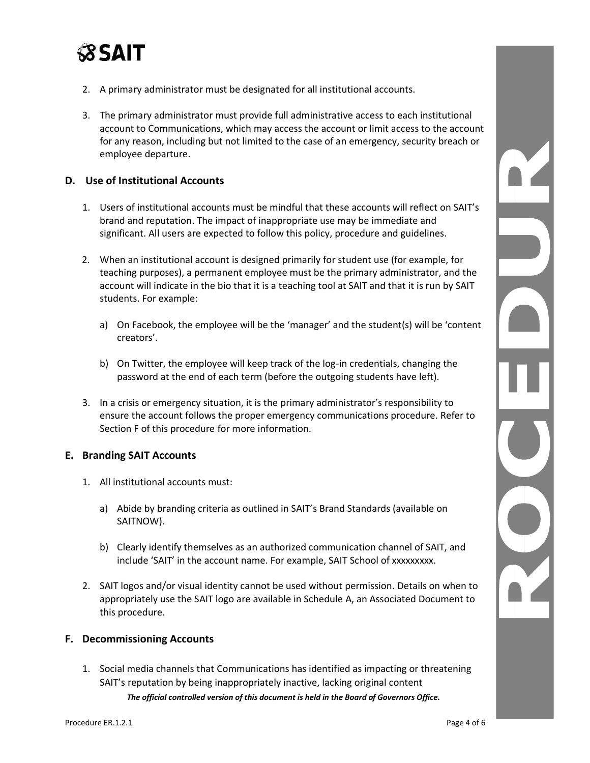2. A primary administrator must be designated for all institutional accounts.

3. The primary administrator must provide full administrative access to each institutional account to Communications, which may access the account or limit access to the account for any reason, including but not limited to the case of an emergency, security breach or employee departure.

## D. Use of Institutional Accounts

1. Users of institutional accounts must be mindful that these accounts will reflect on SAIT's brand and reputation. The impact of inappropriate use may be immediate and significant. All users are expected to follow this policy, procedure and guidelines.

2. When an institutional account is designed primarily for student use (for example, for teaching purposes), a permanent employee must be the primary administrator, and the account will indicate in the bio that it is a teaching tool at SAIT and that it is run by SAIT students. For example:

   a) On Facebook, the employee will be the 'manager' and the student(s) will be 'content creators'.

   b) On Twitter, the employee will keep track of the log-in credentials, changing the password at the end of each term (before the outgoing students have left).

3. In a crisis or emergency situation, it is the primary administrator's responsibility to ensure the account follows the proper emergency communications procedure. Refer to Section F of this procedure for more information.

## E. Branding SAIT Accounts

1. All institutional accounts must:

   a) Abide by branding criteria as outlined in SAIT's Brand Standards (available on SAITNOW).

   b) Clearly identify themselves as an authorized communication channel of SAIT, and include 'SAIT' in the account name. For example, SAIT School of xxxxxxxxx.

2. SAIT logos and/or visual identity cannot be used without permission. Details on when to appropriately use the SAIT logo are available in Schedule A, an Associated Document to this procedure.

## F. Decommissioning Accounts

1. Social media channels that Communications has identified as impacting or threatening SAIT's reputation by being inappropriately inactive, lacking original content

*The official controlled version of this document is held in the Board of Governors Office.*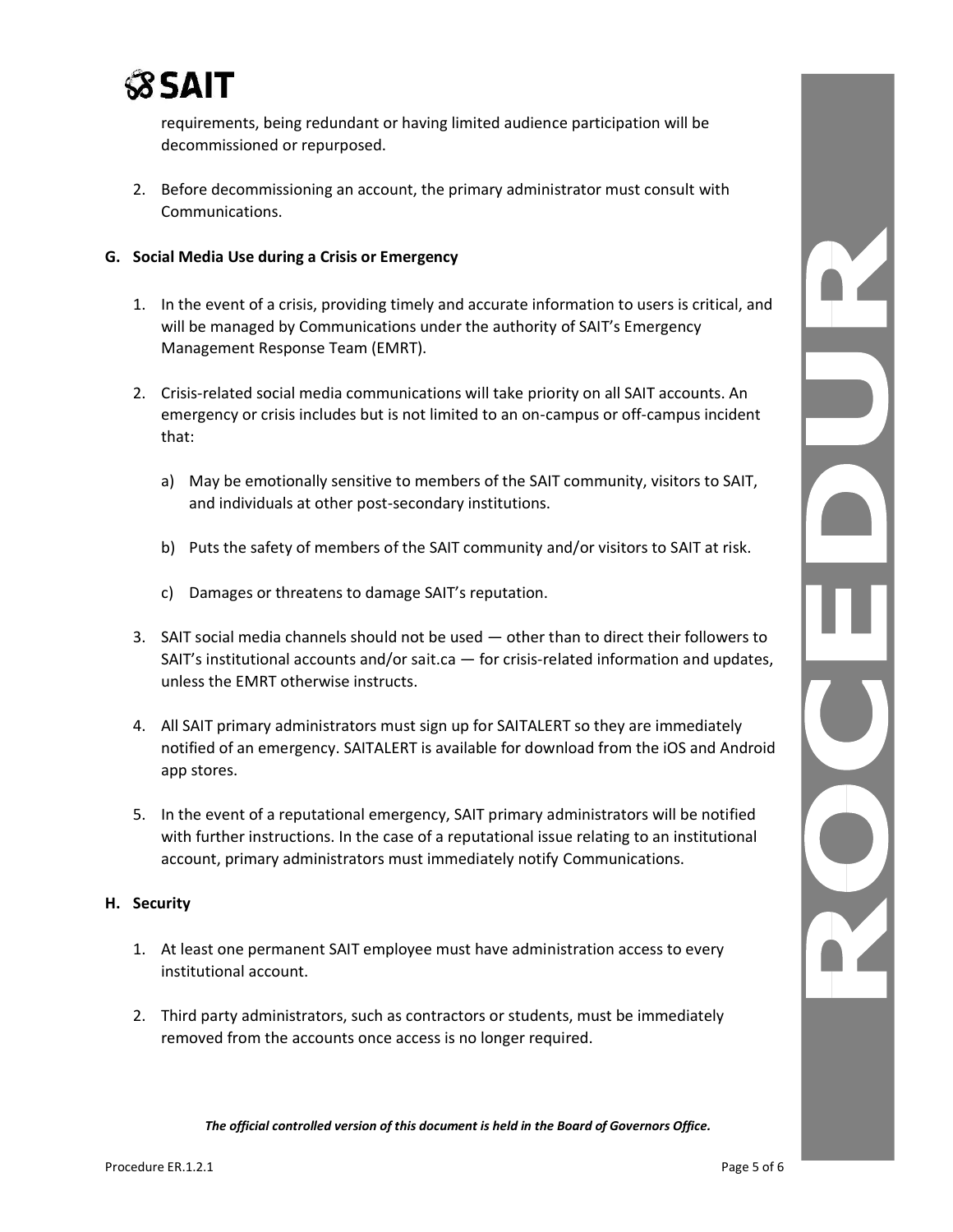requirements, being redundant or having limited audience participation will be decommissioned or repurposed.

2. Before decommissioning an account, the primary administrator must consult with Communications.

**G. Social Media Use during a Crisis or Emergency**

1. In the event of a crisis, providing timely and accurate information to users is critical, and will be managed by Communications under the authority of SAIT's Emergency Management Response Team (EMRT).

2. Crisis-related social media communications will take priority on all SAIT accounts. An emergency or crisis includes but is not limited to an on-campus or off-campus incident that:

   a) May be emotionally sensitive to members of the SAIT community, visitors to SAIT, and individuals at other post-secondary institutions.

   b) Puts the safety of members of the SAIT community and/or visitors to SAIT at risk.

   c) Damages or threatens to damage SAIT's reputation.

3. SAIT social media channels should not be used — other than to direct their followers to SAIT's institutional accounts and/or sait.ca — for crisis-related information and updates, unless the EMRT otherwise instructs.

4. All SAIT primary administrators must sign up for SAITALERT so they are immediately notified of an emergency. SAITALERT is available for download from the iOS and Android app stores.

5. In the event of a reputational emergency, SAIT primary administrators will be notified with further instructions. In the case of a reputational issue relating to an institutional account, primary administrators must immediately notify Communications.

**H. Security**

1. At least one permanent SAIT employee must have administration access to every institutional account.

2. Third party administrators, such as contractors or students, must be immediately removed from the accounts once access is no longer required.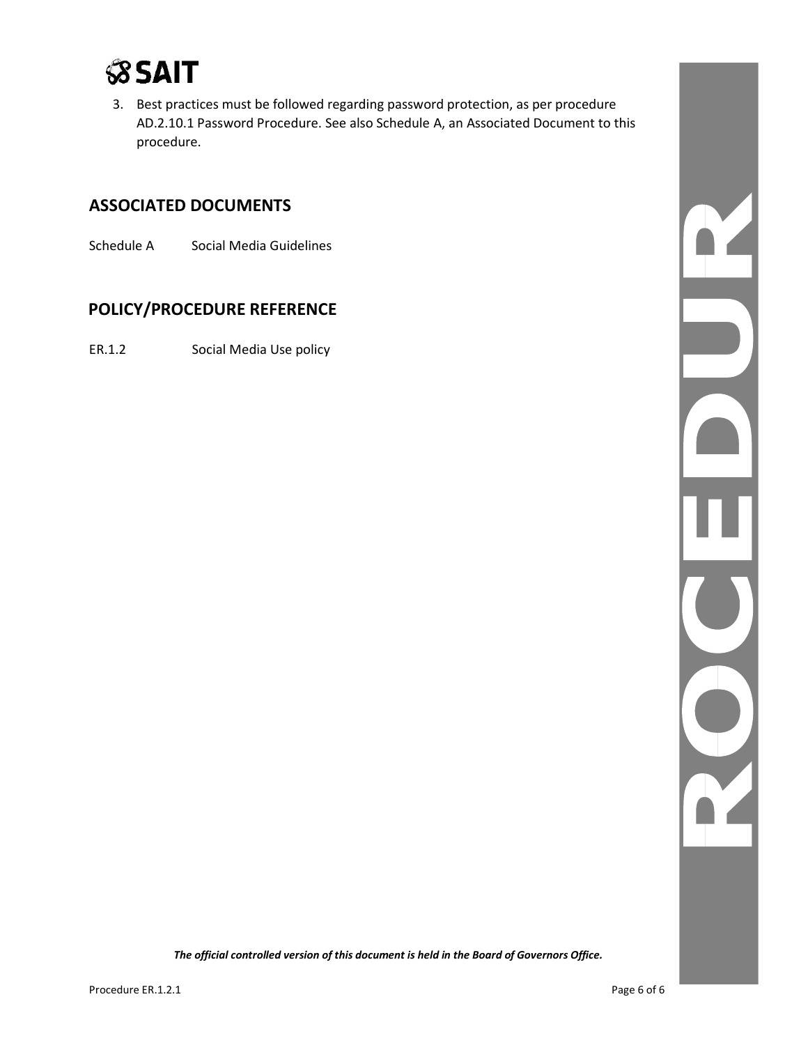3. Best practices must be followed regarding password protection, as per procedure AD.2.10.1 Password Procedure. See also Schedule A, an Associated Document to this procedure.

## ASSOCIATED DOCUMENTS

| | |
|---|---|
| Schedule A | Social Media Guidelines |

## POLICY/PROCEDURE REFERENCE

| | |
|---|---|
| ER.1.2 | Social Media Use policy |

***The official controlled version of this document is held in the Board of Governors Office.***